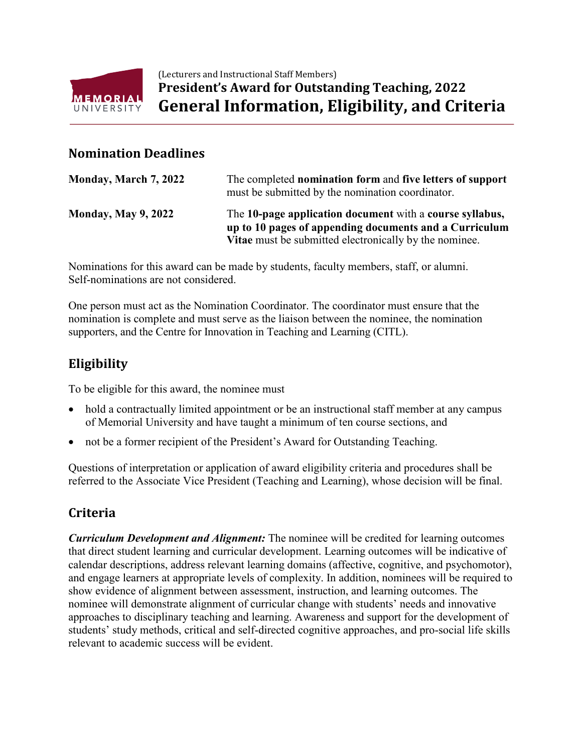(Lecturers and Instructional Staff Members)

# President's Award for Outstanding Teaching, 2022

# General Information, Eligibility, and Criteria

## Nomination Deadlines

| | |
|---|---|
| **Monday, March 7, 2022** | The completed **nomination form** and **five letters of support** must be submitted by the nomination coordinator. |
| **Monday, May 9, 2022** | The **10-page application document** with a **course syllabus, up to 10 pages of appending documents and a Curriculum Vitae** must be submitted electronically by the nominee. |

Nominations for this award can be made by students, faculty members, staff, or alumni. Self-nominations are not considered.

One person must act as the Nomination Coordinator. The coordinator must ensure that the nomination is complete and must serve as the liaison between the nominee, the nomination supporters, and the Centre for Innovation in Teaching and Learning (CITL).

## Eligibility

To be eligible for this award, the nominee must

- hold a contractually limited appointment or be an instructional staff member at any campus of Memorial University and have taught a minimum of ten course sections, and
- not be a former recipient of the President's Award for Outstanding Teaching.

Questions of interpretation or application of award eligibility criteria and procedures shall be referred to the Associate Vice President (Teaching and Learning), whose decision will be final.

## Criteria

***Curriculum Development and Alignment:*** The nominee will be credited for learning outcomes that direct student learning and curricular development. Learning outcomes will be indicative of calendar descriptions, address relevant learning domains (affective, cognitive, and psychomotor), and engage learners at appropriate levels of complexity. In addition, nominees will be required to show evidence of alignment between assessment, instruction, and learning outcomes. The nominee will demonstrate alignment of curricular change with students' needs and innovative approaches to disciplinary teaching and learning. Awareness and support for the development of students' study methods, critical and self-directed cognitive approaches, and pro-social life skills relevant to academic success will be evident.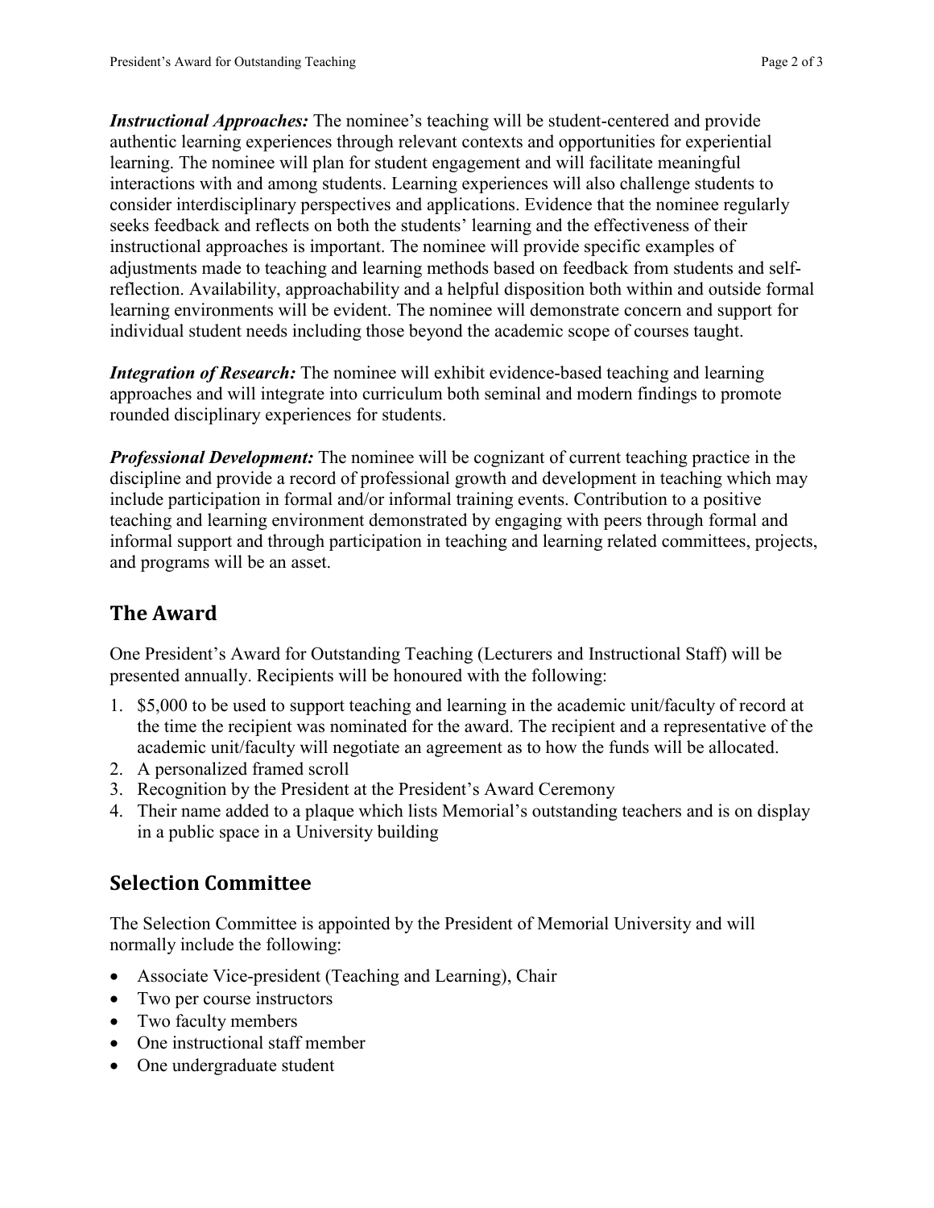***Instructional Approaches:*** The nominee's teaching will be student-centered and provide authentic learning experiences through relevant contexts and opportunities for experiential learning. The nominee will plan for student engagement and will facilitate meaningful interactions with and among students. Learning experiences will also challenge students to consider interdisciplinary perspectives and applications. Evidence that the nominee regularly seeks feedback and reflects on both the students' learning and the effectiveness of their instructional approaches is important. The nominee will provide specific examples of adjustments made to teaching and learning methods based on feedback from students and self-reflection. Availability, approachability and a helpful disposition both within and outside formal learning environments will be evident. The nominee will demonstrate concern and support for individual student needs including those beyond the academic scope of courses taught.

***Integration of Research:*** The nominee will exhibit evidence-based teaching and learning approaches and will integrate into curriculum both seminal and modern findings to promote rounded disciplinary experiences for students.

***Professional Development:*** The nominee will be cognizant of current teaching practice in the discipline and provide a record of professional growth and development in teaching which may include participation in formal and/or informal training events. Contribution to a positive teaching and learning environment demonstrated by engaging with peers through formal and informal support and through participation in teaching and learning related committees, projects, and programs will be an asset.

## The Award

One President's Award for Outstanding Teaching (Lecturers and Instructional Staff) will be presented annually. Recipients will be honoured with the following:

1. $5,000 to be used to support teaching and learning in the academic unit/faculty of record at the time the recipient was nominated for the award. The recipient and a representative of the academic unit/faculty will negotiate an agreement as to how the funds will be allocated.
2. A personalized framed scroll
3. Recognition by the President at the President's Award Ceremony
4. Their name added to a plaque which lists Memorial's outstanding teachers and is on display in a public space in a University building

## Selection Committee

The Selection Committee is appointed by the President of Memorial University and will normally include the following:

- Associate Vice-president (Teaching and Learning), Chair
- Two per course instructors
- Two faculty members
- One instructional staff member
- One undergraduate student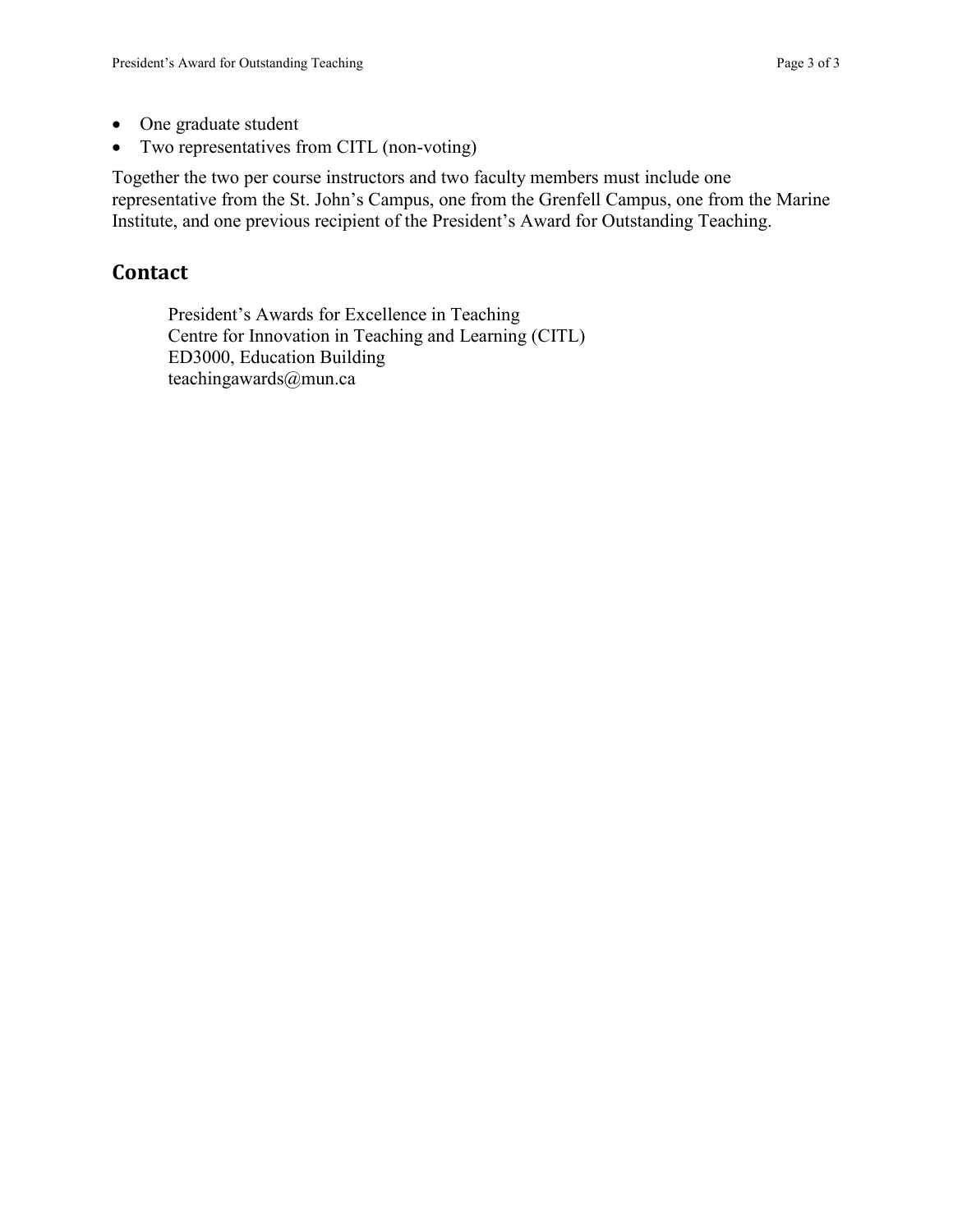- One graduate student
- Two representatives from CITL (non-voting)

Together the two per course instructors and two faculty members must include one representative from the St. John's Campus, one from the Grenfell Campus, one from the Marine Institute, and one previous recipient of the President's Award for Outstanding Teaching.

## Contact

President's Awards for Excellence in Teaching
Centre for Innovation in Teaching and Learning (CITL)
ED3000, Education Building
teachingawards@mun.ca